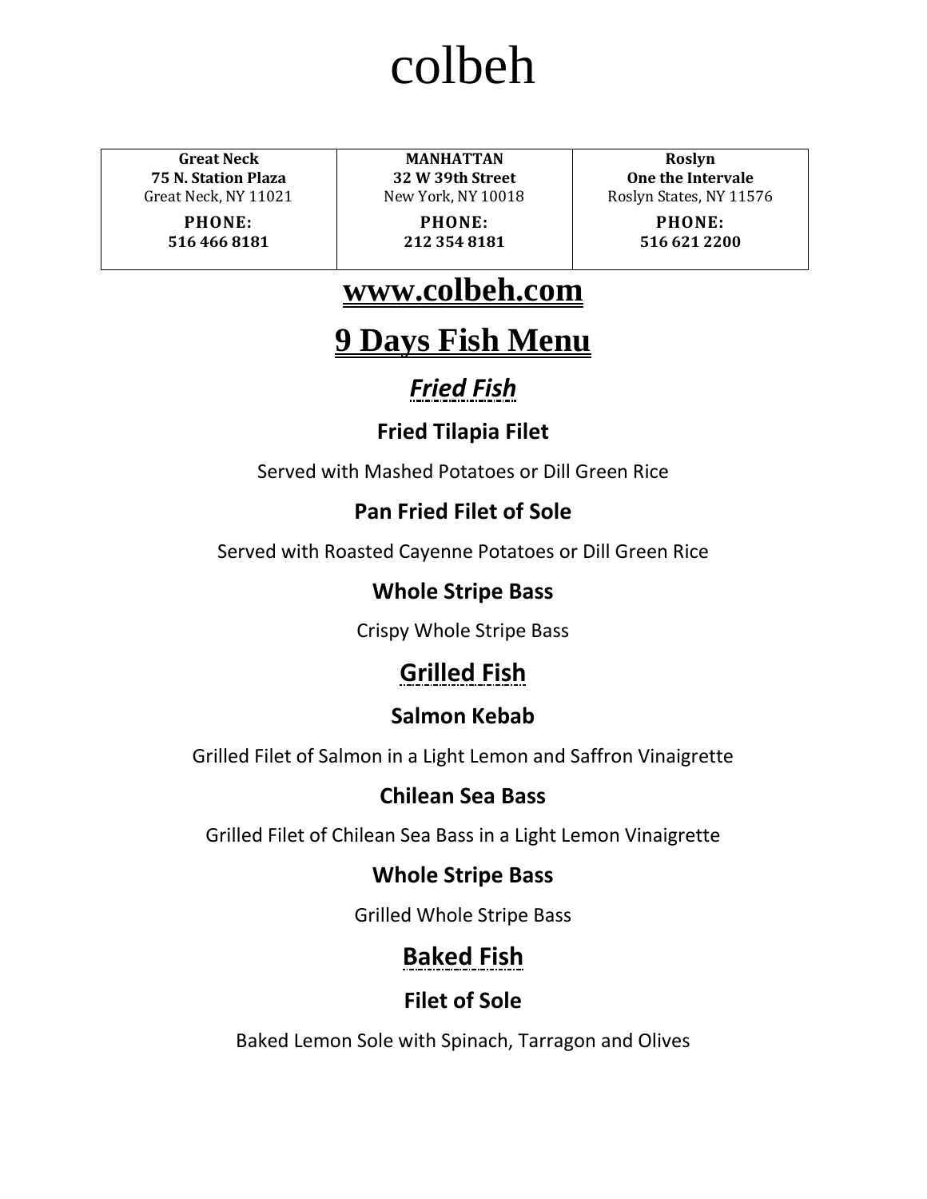# colbeh

| Great Neck<br>75 N. Station Plaza<br>Great Neck, NY 11021<br>PHONE:<br>516 466 8181 | MANHATTAN<br>32 W 39th Street<br>New York, NY 10018<br>PHONE:<br>212 354 8181 | Roslyn<br>One the Intervale<br>Roslyn States, NY 11576<br>PHONE:<br>516 621 2200 |
|---|---|---|

**www.colbeh.com**

# 9 Days Fish Menu

## *Fried Fish*

### Fried Tilapia Filet

Served with Mashed Potatoes or Dill Green Rice

### Pan Fried Filet of Sole

Served with Roasted Cayenne Potatoes or Dill Green Rice

### Whole Stripe Bass

Crispy Whole Stripe Bass

## Grilled Fish

### Salmon Kebab

Grilled Filet of Salmon in a Light Lemon and Saffron Vinaigrette

### Chilean Sea Bass

Grilled Filet of Chilean Sea Bass in a Light Lemon Vinaigrette

### Whole Stripe Bass

Grilled Whole Stripe Bass

## Baked Fish

### Filet of Sole

Baked Lemon Sole with Spinach, Tarragon and Olives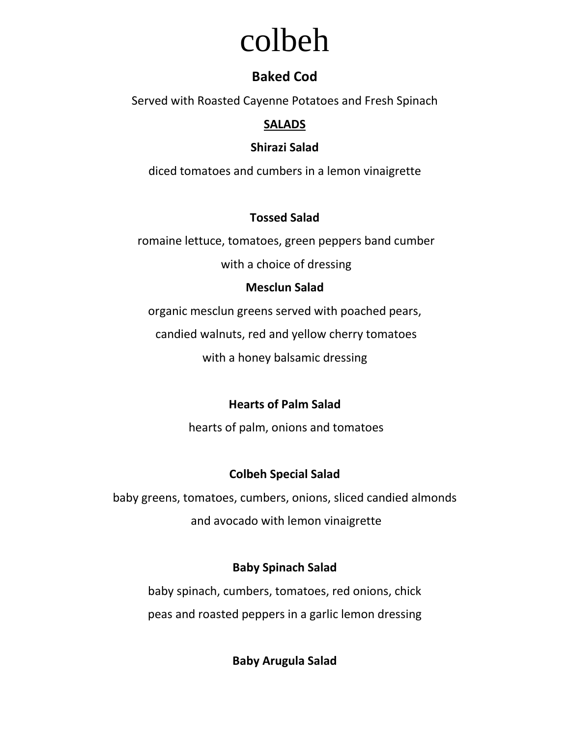# colbeh

**Baked Cod**

Served with Roasted Cayenne Potatoes and Fresh Spinach

## SALADS

**Shirazi Salad**

diced tomatoes and cumbers in a lemon vinaigrette

**Tossed Salad**

romaine lettuce, tomatoes, green peppers band cumber
with a choice of dressing

**Mesclun Salad**

organic mesclun greens served with poached pears,
candied walnuts, red and yellow cherry tomatoes
with a honey balsamic dressing

**Hearts of Palm Salad**

hearts of palm, onions and tomatoes

**Colbeh Special Salad**

baby greens, tomatoes, cumbers, onions, sliced candied almonds
and avocado with lemon vinaigrette

**Baby Spinach Salad**

baby spinach, cumbers, tomatoes, red onions, chick
peas and roasted peppers in a garlic lemon dressing

**Baby Arugula Salad**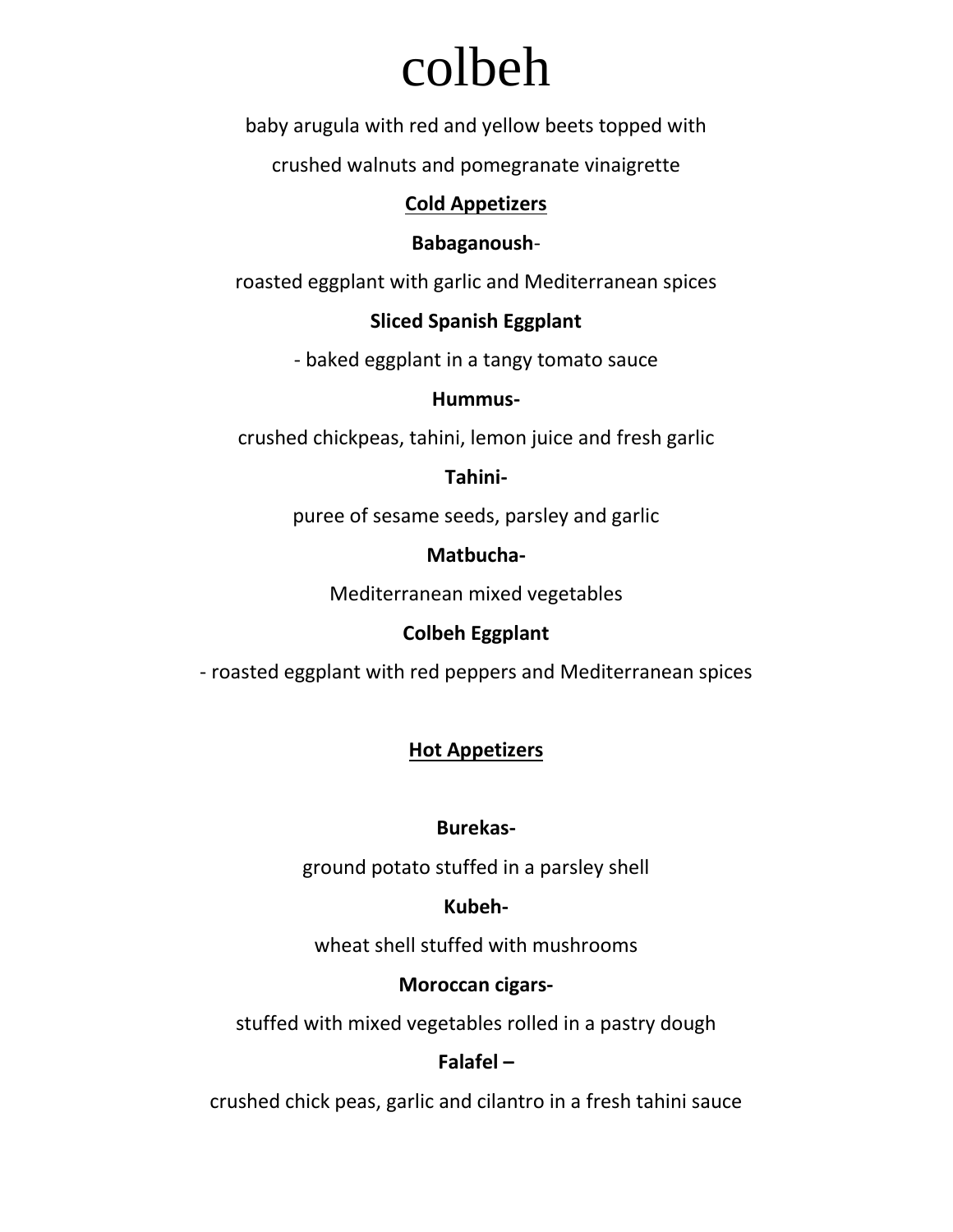# colbeh

baby arugula with red and yellow beets topped with

crushed walnuts and pomegranate vinaigrette

## Cold Appetizers

**Babaganoush**-

roasted eggplant with garlic and Mediterranean spices

**Sliced Spanish Eggplant**

- baked eggplant in a tangy tomato sauce

**Hummus-**

crushed chickpeas, tahini, lemon juice and fresh garlic

**Tahini-**

puree of sesame seeds, parsley and garlic

**Matbucha-**

Mediterranean mixed vegetables

**Colbeh Eggplant**

- roasted eggplant with red peppers and Mediterranean spices

## Hot Appetizers

**Burekas-**

ground potato stuffed in a parsley shell

**Kubeh-**

wheat shell stuffed with mushrooms

**Moroccan cigars-**

stuffed with mixed vegetables rolled in a pastry dough

**Falafel –**

crushed chick peas, garlic and cilantro in a fresh tahini sauce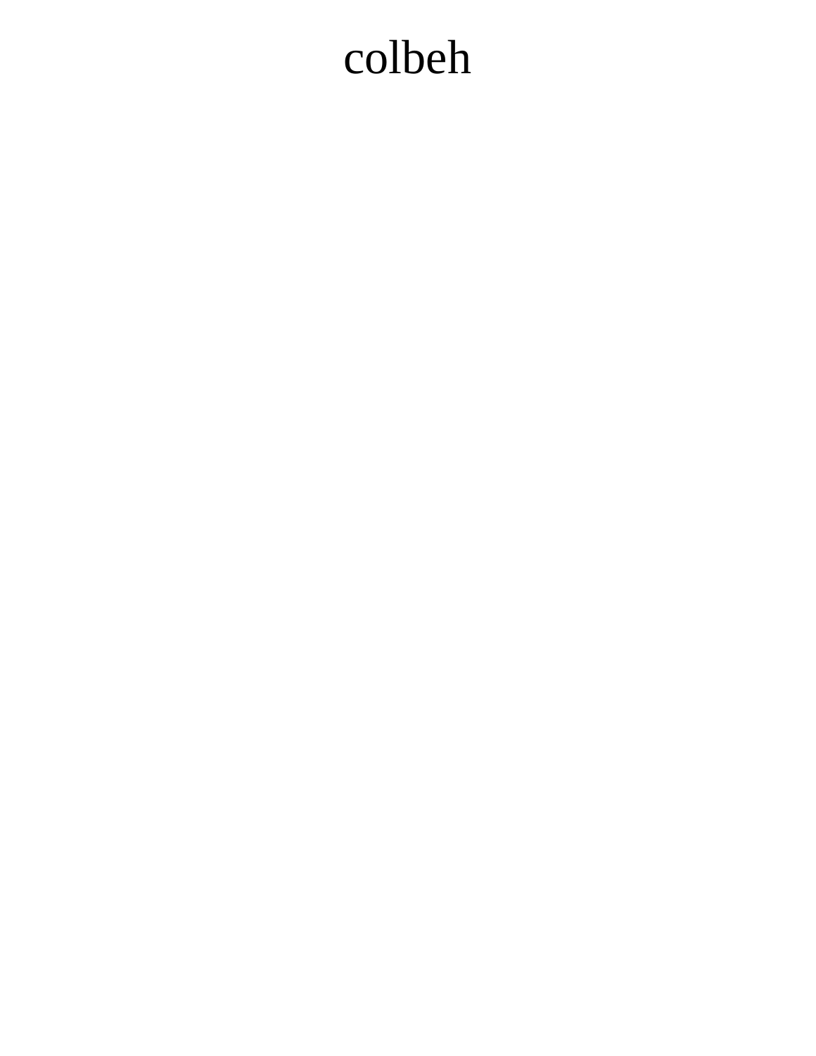colbeh